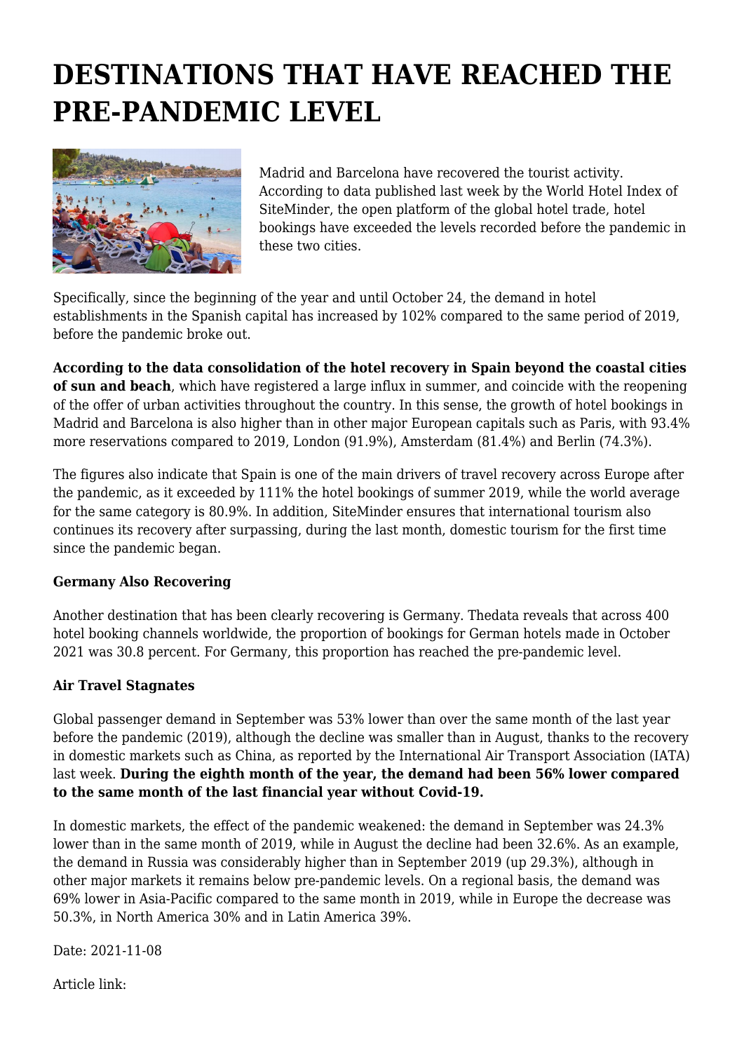# DESTINATIONS THAT HAVE REACHED THE PRE-PANDEMIC LEVEL

Madrid and Barcelona have recovered the tourist activity. According to data published last week by the World Hotel Index of SiteMinder, the open platform of the global hotel trade, hotel bookings have exceeded the levels recorded before the pandemic in these two cities.

Specifically, since the beginning of the year and until October 24, the demand in hotel establishments in the Spanish capital has increased by 102% compared to the same period of 2019, before the pandemic broke out.

**According to the data consolidation of the hotel recovery in Spain beyond the coastal cities of sun and beach**, which have registered a large influx in summer, and coincide with the reopening of the offer of urban activities throughout the country. In this sense, the growth of hotel bookings in Madrid and Barcelona is also higher than in other major European capitals such as Paris, with 93.4% more reservations compared to 2019, London (91.9%), Amsterdam (81.4%) and Berlin (74.3%).

The figures also indicate that Spain is one of the main drivers of travel recovery across Europe after the pandemic, as it exceeded by 111% the hotel bookings of summer 2019, while the world average for the same category is 80.9%. In addition, SiteMinder ensures that international tourism also continues its recovery after surpassing, during the last month, domestic tourism for the first time since the pandemic began.

**Germany Also Recovering**

Another destination that has been clearly recovering is Germany. Thedata reveals that across 400 hotel booking channels worldwide, the proportion of bookings for German hotels made in October 2021 was 30.8 percent. For Germany, this proportion has reached the pre-pandemic level.

**Air Travel Stagnates**

Global passenger demand in September was 53% lower than over the same month of the last year before the pandemic (2019), although the decline was smaller than in August, thanks to the recovery in domestic markets such as China, as reported by the International Air Transport Association (IATA) last week. **During the eighth month of the year, the demand had been 56% lower compared to the same month of the last financial year without Covid-19.**

In domestic markets, the effect of the pandemic weakened: the demand in September was 24.3% lower than in the same month of 2019, while in August the decline had been 32.6%. As an example, the demand in Russia was considerably higher than in September 2019 (up 29.3%), although in other major markets it remains below pre-pandemic levels. On a regional basis, the demand was 69% lower in Asia-Pacific compared to the same month in 2019, while in Europe the decrease was 50.3%, in North America 30% and in Latin America 39%.

Date: 2021-11-08

Article link: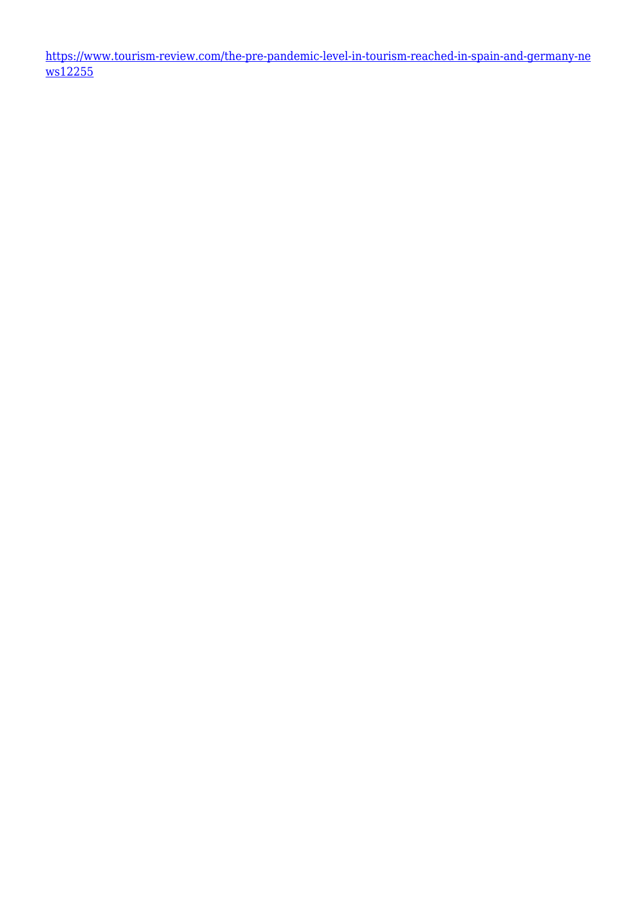https://www.tourism-review.com/the-pre-pandemic-level-in-tourism-reached-in-spain-and-germany-news12255